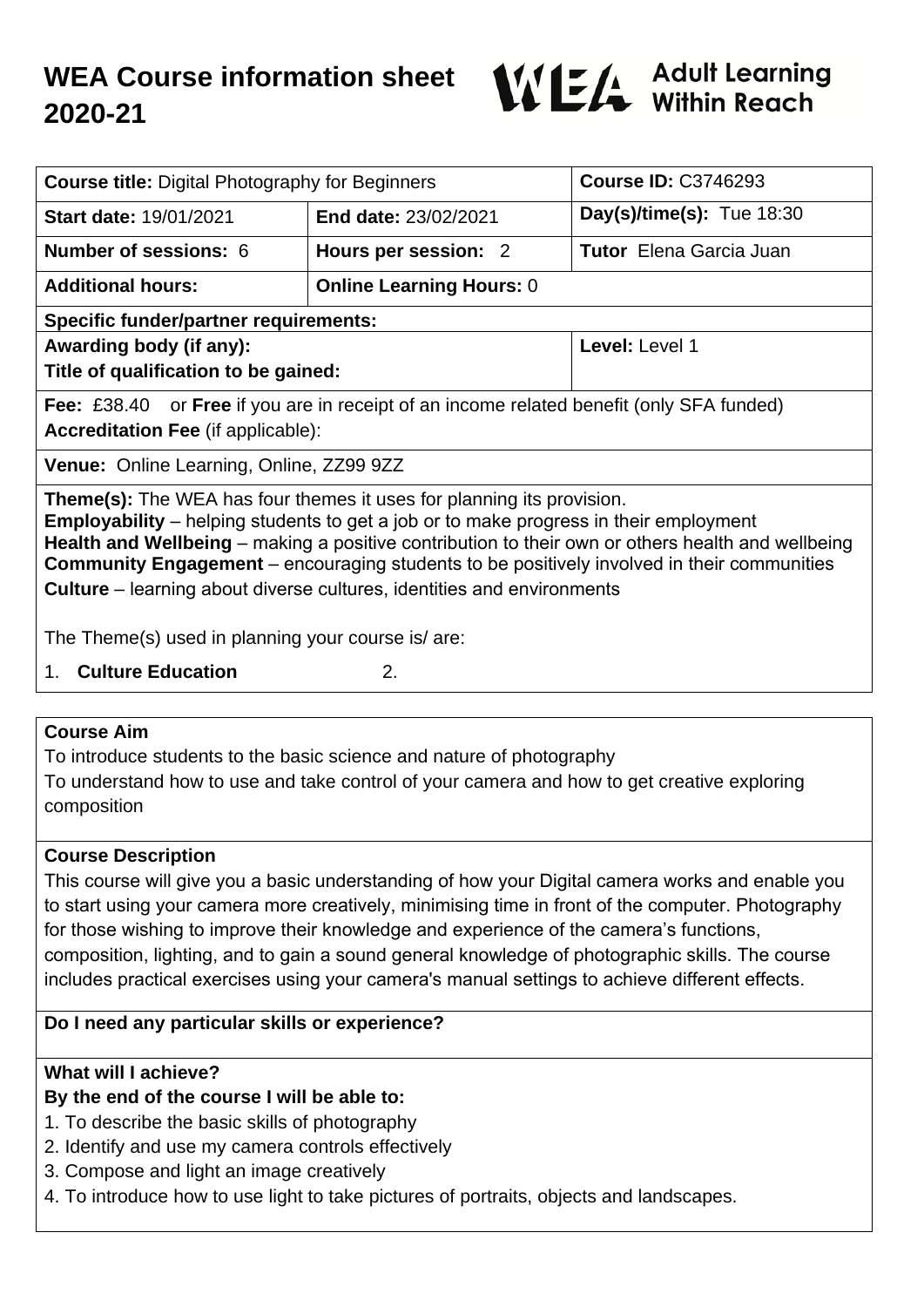# WEA Course information sheet 2020-21

WEA Adult Learning Within Reach

| **Course title:** Digital Photography for Beginners | | **Course ID:** C3746293 |
|---|---|---|
| **Start date:** 19/01/2021 | **End date:** 23/02/2021 | **Day(s)/time(s):** Tue 18:30 |
| **Number of sessions:** 6 | **Hours per session:** 2 | **Tutor** Elena Garcia Juan |
| **Additional hours:** | **Online Learning Hours:** 0 | |
| **Specific funder/partner requirements:** | | |
| **Awarding body (if any):** **Title of qualification to be gained:** | | **Level:** Level 1 |
| **Fee:** £38.40 or **Free** if you are in receipt of an income related benefit (only SFA funded) **Accreditation Fee** (if applicable): | | |
| **Venue:** Online Learning, Online, ZZ99 9ZZ | | |

**Theme(s):** The WEA has four themes it uses for planning its provision.
**Employability** – helping students to get a job or to make progress in their employment
**Health and Wellbeing** – making a positive contribution to their own or others health and wellbeing
**Community Engagement** – encouraging students to be positively involved in their communities
**Culture** – learning about diverse cultures, identities and environments

The Theme(s) used in planning your course is/ are:

1. **Culture Education** 2.

## Course Aim

To introduce students to the basic science and nature of photography
To understand how to use and take control of your camera and how to get creative exploring composition

## Course Description

This course will give you a basic understanding of how your Digital camera works and enable you to start using your camera more creatively, minimising time in front of the computer. Photography for those wishing to improve their knowledge and experience of the camera's functions, composition, lighting, and to gain a sound general knowledge of photographic skills. The course includes practical exercises using your camera's manual settings to achieve different effects.

## Do I need any particular skills or experience?

## What will I achieve?

**By the end of the course I will be able to:**

1. To describe the basic skills of photography
2. Identify and use my camera controls effectively
3. Compose and light an image creatively
4. To introduce how to use light to take pictures of portraits, objects and landscapes.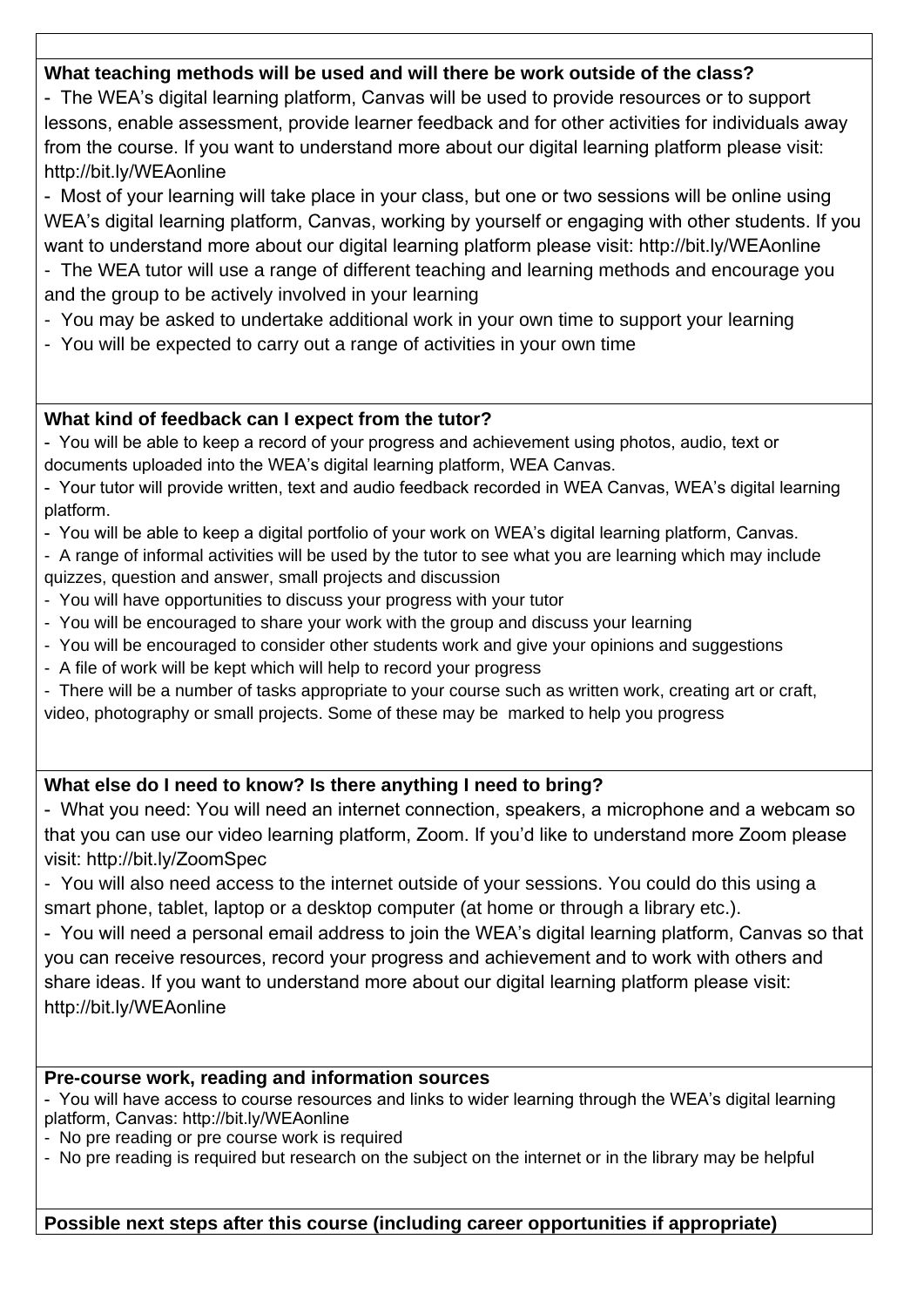**What teaching methods will be used and will there be work outside of the class?**

- The WEA's digital learning platform, Canvas will be used to provide resources or to support lessons, enable assessment, provide learner feedback and for other activities for individuals away from the course. If you want to understand more about our digital learning platform please visit: http://bit.ly/WEAonline
- Most of your learning will take place in your class, but one or two sessions will be online using WEA's digital learning platform, Canvas, working by yourself or engaging with other students. If you want to understand more about our digital learning platform please visit: http://bit.ly/WEAonline
- The WEA tutor will use a range of different teaching and learning methods and encourage you and the group to be actively involved in your learning
- You may be asked to undertake additional work in your own time to support your learning
- You will be expected to carry out a range of activities in your own time

**What kind of feedback can I expect from the tutor?**

- You will be able to keep a record of your progress and achievement using photos, audio, text or documents uploaded into the WEA's digital learning platform, WEA Canvas.
- Your tutor will provide written, text and audio feedback recorded in WEA Canvas, WEA's digital learning platform.
- You will be able to keep a digital portfolio of your work on WEA's digital learning platform, Canvas.
- A range of informal activities will be used by the tutor to see what you are learning which may include quizzes, question and answer, small projects and discussion
- You will have opportunities to discuss your progress with your tutor
- You will be encouraged to share your work with the group and discuss your learning
- You will be encouraged to consider other students work and give your opinions and suggestions
- A file of work will be kept which will help to record your progress
- There will be a number of tasks appropriate to your course such as written work, creating art or craft, video, photography or small projects. Some of these may be marked to help you progress

**What else do I need to know? Is there anything I need to bring?**

- What you need: You will need an internet connection, speakers, a microphone and a webcam so that you can use our video learning platform, Zoom. If you'd like to understand more Zoom please visit: http://bit.ly/ZoomSpec
- You will also need access to the internet outside of your sessions. You could do this using a smart phone, tablet, laptop or a desktop computer (at home or through a library etc.).
- You will need a personal email address to join the WEA's digital learning platform, Canvas so that you can receive resources, record your progress and achievement and to work with others and share ideas. If you want to understand more about our digital learning platform please visit: http://bit.ly/WEAonline

**Pre-course work, reading and information sources**

- You will have access to course resources and links to wider learning through the WEA's digital learning platform, Canvas: http://bit.ly/WEAonline
- No pre reading or pre course work is required
- No pre reading is required but research on the subject on the internet or in the library may be helpful

**Possible next steps after this course (including career opportunities if appropriate)**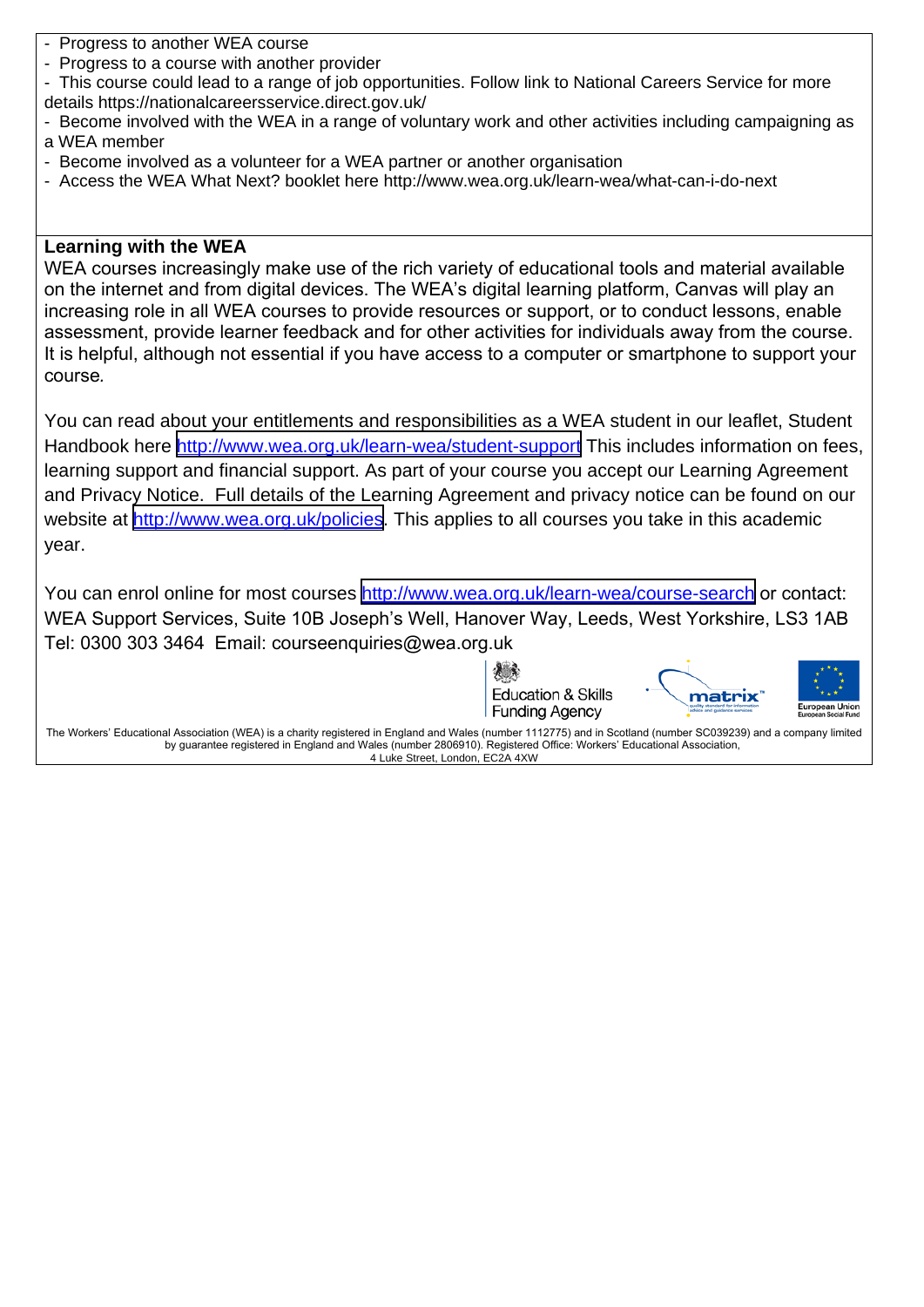- Progress to another WEA course
- Progress to a course with another provider
- This course could lead to a range of job opportunities. Follow link to National Careers Service for more details https://nationalcareersservice.direct.gov.uk/
- Become involved with the WEA in a range of voluntary work and other activities including campaigning as a WEA member
- Become involved as a volunteer for a WEA partner or another organisation
- Access the WEA What Next? booklet here http://www.wea.org.uk/learn-wea/what-can-i-do-next

**Learning with the WEA**

WEA courses increasingly make use of the rich variety of educational tools and material available on the internet and from digital devices. The WEA's digital learning platform, Canvas will play an increasing role in all WEA courses to provide resources or support, or to conduct lessons, enable assessment, provide learner feedback and for other activities for individuals away from the course. It is helpful, although not essential if you have access to a computer or smartphone to support your course.

You can read about your entitlements and responsibilities as a WEA student in our leaflet, Student Handbook here http://www.wea.org.uk/learn-wea/student-support This includes information on fees, learning support and financial support. As part of your course you accept our Learning Agreement and Privacy Notice. Full details of the Learning Agreement and privacy notice can be found on our website at http://www.wea.org.uk/policies. This applies to all courses you take in this academic year.

You can enrol online for most courses http://www.wea.org.uk/learn-wea/course-search or contact: WEA Support Services, Suite 10B Joseph's Well, Hanover Way, Leeds, West Yorkshire, LS3 1AB
Tel: 0300 303 3464 Email: courseenquiries@wea.org.uk

Education & Skills Funding Agency

matrix

European Union European Social Fund

The Workers' Educational Association (WEA) is a charity registered in England and Wales (number 1112775) and in Scotland (number SC039239) and a company limited by guarantee registered in England and Wales (number 2806910). Registered Office: Workers' Educational Association, 4 Luke Street, London, EC2A 4XW